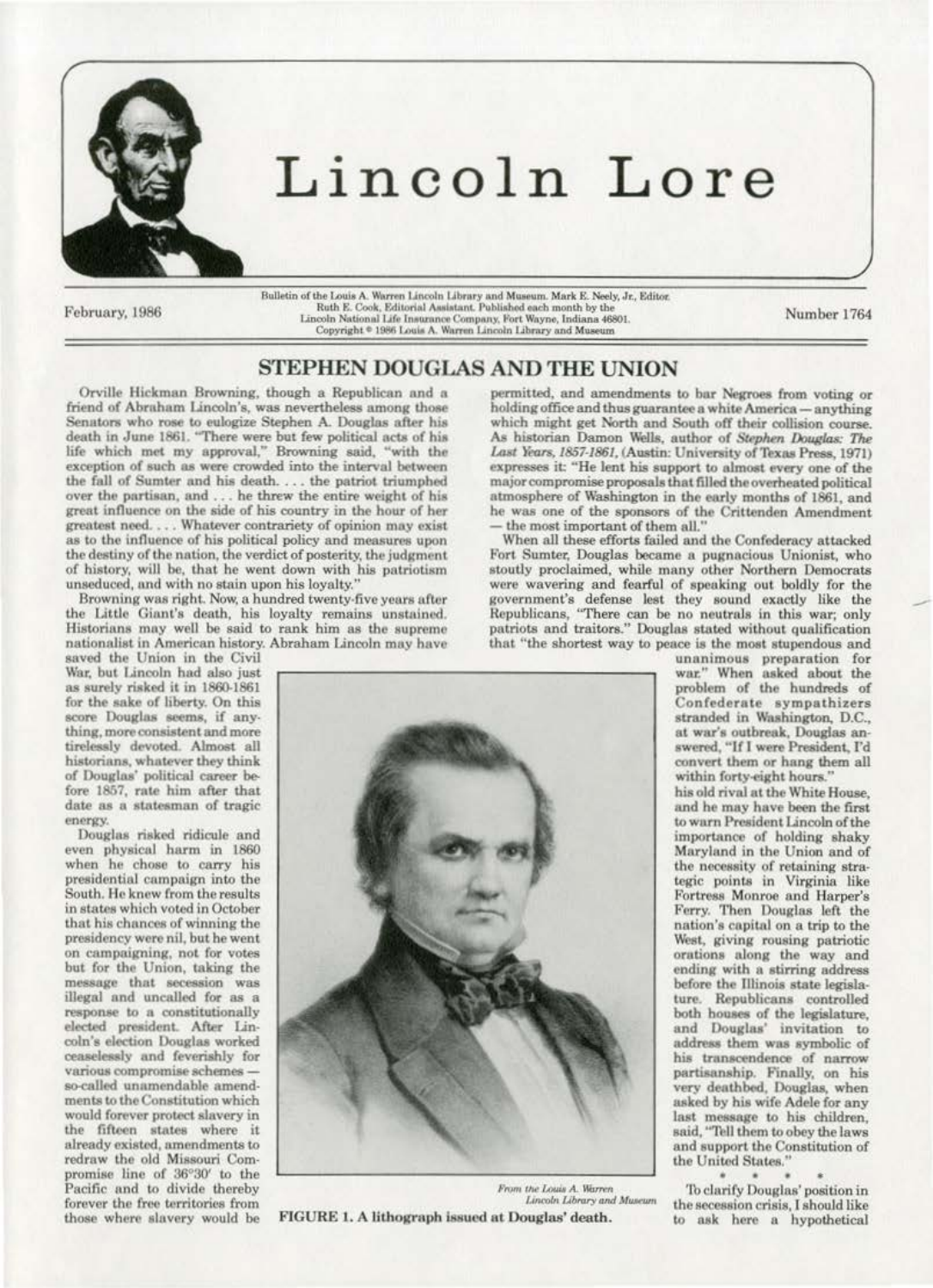# Lincoln Lore

February, 1986

Bulletin of the Louis A. Warren Lincoln Library and Museum. Mark E. Neely, Jr., Editor. Ruth E. Cook, Editorial Assistant. Published each month by the Lincoln National Life Insurance Company, Fort Wayne, Indiana 46801. Copyright © 1986 Louis A. Warren Lincoln Library and Museum

Number 1764

## STEPHEN DOUGLAS AND THE UNION

Orville Hickman Browning, though a Republican and a friend of Abraham Lincoln's, was nevertheless among those Senators who rose to eulogize Stephen A. Douglas after his death in June 1861. "There were but few political acts of his life which met my approval," Browning said, "with the exception of such as were crowded into the interval between the fall of Sumter and his death. . . . the patriot triumphed over the partisan, and . . . he threw the entire weight of his great influence on the side of his country in the hour of her greatest need. . . . Whatever contrariety of opinion may exist as to the influence of his political policy and measures upon the destiny of the nation, the verdict of posterity, the judgment of history, will be, that he went down with his patriotism unseduced, and with no stain upon his loyalty."

Browning was right. Now, a hundred twenty-five years after the Little Giant's death, his loyalty remains unstained. Historians may well be said to rank him as the supreme nationalist in American history. Abraham Lincoln may have saved the Union in the Civil War, but Lincoln had also just as surely risked it in 1860-1861 for the sake of liberty. On this score Douglas seems, if anything, more consistent and more tirelessly devoted. Almost all historians, whatever they think of Douglas' political career before 1857, rate him after that date as a statesman of tragic energy.

Douglas risked ridicule and even physical harm in 1860 when he chose to carry his presidential campaign into the South. He knew from the results in states which voted in October that his chances of winning the presidency were nil, but he went on campaigning, not for votes but for the Union, taking the message that secession was illegal and uncalled for as a response to a constitutionally elected president. After Lincoln's election Douglas worked ceaselessly and feverishly for various compromise schemes — so-called unamendable amendments to the Constitution which would forever protect slavery in the fifteen states where it already existed, amendments to redraw the old Missouri Compromise line of 36°30′ to the Pacific and to divide thereby forever the free territories from those where slavery would be permitted, and amendments to bar Negroes from voting or holding office and thus guarantee a white America — anything which might get North and South off their collision course. As historian Damon Wells, author of *Stephen Douglas: The Last Years, 1857-1861*, (Austin: University of Texas Press, 1971) expresses it: "He lent his support to almost every one of the major compromise proposals that filled the overheated political atmosphere of Washington in the early months of 1861, and he was one of the sponsors of the Crittenden Amendment — the most important of them all."

When all these efforts failed and the Confederacy attacked Fort Sumter, Douglas became a pugnacious Unionist, who stoutly proclaimed, while many other Northern Democrats were wavering and fearful of speaking out boldly for the government's defense lest they sound exactly like the Republicans, "There can be no neutrals in this war; only patriots and traitors." Douglas stated without qualification that "the shortest way to peace is the most stupendous and unanimous preparation for war." When asked about the problem of the hundreds of Confederate sympathizers stranded in Washington, D.C., at war's outbreak, Douglas answered, "If I were President, I'd convert them or hang them all within forty-eight hours."

his old rival at the White House, and he may have been the first to warn President Lincoln of the importance of holding shaky Maryland in the Union and of the necessity of retaining strategic points in Virginia like Fortress Monroe and Harper's Ferry. Then Douglas left the nation's capital on a trip to the West, giving rousing patriotic orations along the way and ending with a stirring address before the Illinois state legislature. Republicans controlled both houses of the legislature, and Douglas' invitation to address them was symbolic of his transcendence of narrow partisanship. Finally, on his very deathbed, Douglas, when asked by his wife Adele for any last message to his children, said, "Tell them to obey the laws and support the Constitution of the United States."

\* \* \* \* \*

To clarify Douglas' position in the secession crisis, I should like to ask here a hypothetical

*From the Louis A. Warren Lincoln Library and Museum*

FIGURE 1. A lithograph issued at Douglas' death.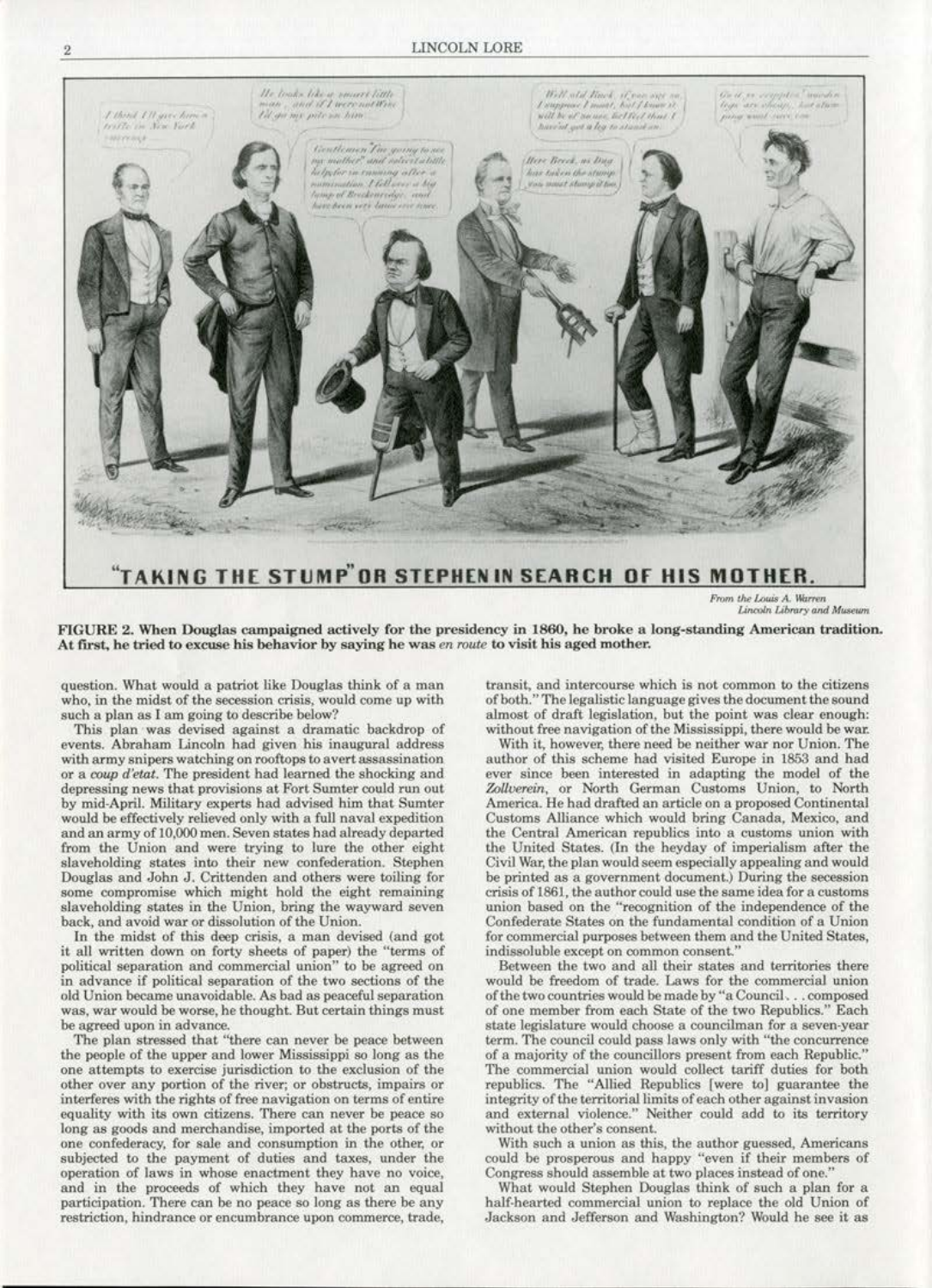"TAKING THE STUMP" OR STEPHEN IN SEARCH OF HIS MOTHER.

From the Louis A. Warren Lincoln Library and Museum

**FIGURE 2. When Douglas campaigned actively for the presidency in 1860, he broke a long-standing American tradition. At first, he tried to excuse his behavior by saying he was *en route* to visit his aged mother.**

question. What would a patriot like Douglas think of a man who, in the midst of the secession crisis, would come up with such a plan as I am going to describe below?

This plan was devised against a dramatic backdrop of events. Abraham Lincoln had given his inaugural address with army snipers watching on rooftops to avert assassination or a *coup d'etat*. The president had learned the shocking and depressing news that provisions at Fort Sumter could run out by mid-April. Military experts had advised him that Sumter would be effectively relieved only with a full naval expedition and an army of 10,000 men. Seven states had already departed from the Union and were trying to lure the other eight slaveholding states into their new confederation. Stephen Douglas and John J. Crittenden and others were toiling for some compromise which might hold the eight remaining slaveholding states in the Union, bring the wayward seven back, and avoid war or dissolution of the Union.

In the midst of this deep crisis, a man devised (and got it all written down on forty sheets of paper) the "terms of political separation and commercial union" to be agreed on in advance if political separation of the two sections of the old Union became unavoidable. As bad as peaceful separation was, war would be worse, he thought. But certain things must be agreed upon in advance.

The plan stressed that "there can never be peace between the people of the upper and lower Mississippi so long as the one attempts to exercise jurisdiction to the exclusion of the other over any portion of the river; or obstructs, impairs or interferes with the rights of free navigation on terms of entire equality with its own citizens. There can never be peace so long as goods and merchandise, imported at the ports of the one confederacy, for sale and consumption in the other, or subjected to the payment of duties and taxes, under the operation of laws in whose enactment they have no voice, and in the proceeds of which they have not an equal participation. There can be no peace so long as there be any restriction, hindrance or encumbrance upon commerce, trade, transit, and intercourse which is not common to the citizens of both." The legalistic language gives the document the sound almost of draft legislation, but the point was clear enough: without free navigation of the Mississippi, there would be war.

With it, however, there need be neither war nor Union. The author of this scheme had visited Europe in 1853 and had ever since been interested in adapting the model of the *Zollverein*, or North German Customs Union, to North America. He had drafted an article on a proposed Continental Customs Alliance which would bring Canada, Mexico, and the Central American republics into a customs union with the United States. (In the heyday of imperialism after the Civil War, the plan would seem especially appealing and would be printed as a government document.) During the secession crisis of 1861, the author could use the same idea for a customs union based on the "recognition of the independence of the Confederate States on the fundamental condition of a Union for commercial purposes between them and the United States, indissoluble except on common consent."

Between the two and all their states and territories there would be freedom of trade. Laws for the commercial union of the two countries would be made by "a Council. . . composed of one member from each State of the two Republics." Each state legislature would choose a councilman for a seven-year term. The council could pass laws only with "the concurrence of a majority of the councillors present from each Republic." The commercial union would collect tariff duties for both republics. The "Allied Republics [were to] guarantee the integrity of the territorial limits of each other against invasion and external violence." Neither could add to its territory without the other's consent.

With such a union as this, the author guessed, Americans could be prosperous and happy "even if their members of Congress should assemble at two places instead of one."

What would Stephen Douglas think of such a plan for a half-hearted commercial union to replace the old Union of Jackson and Jefferson and Washington? Would he see it as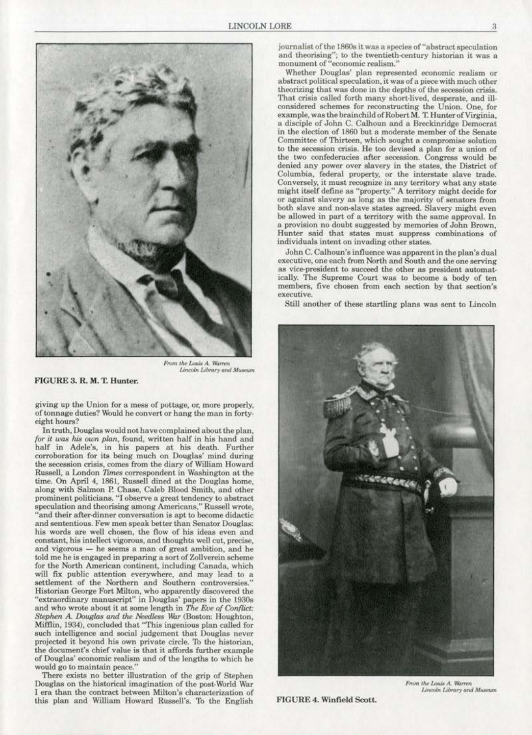From the Louis A. Warren Lincoln Library and Museum

**FIGURE 3. R. M. T. Hunter.**

giving up the Union for a mess of pottage, or, more properly, of tonnage duties? Would he convert or hang the man in forty-eight hours?

In truth, Douglas would not have complained about the plan, *for it was his own plan*, found, written half in his hand and half in Adele's, in his papers at his death. Further corroboration for its being much on Douglas' mind during the secession crisis, comes from the diary of William Howard Russell, a London *Times* correspondent in Washington at the time. On April 4, 1861, Russell dined at the Douglas home, along with Salmon P. Chase, Caleb Blood Smith, and other prominent politicians. "I observe a great tendency to abstract speculation and theorising among Americans," Russell wrote, "and their after-dinner conversation is apt to become didactic and sententious. Few men speak better than Senator Douglas: his words are well chosen, the flow of his ideas even and constant, his intellect vigorous, and thoughts well cut, precise, and vigorous — he seems a man of great ambition, and he told me he is engaged in preparing a sort of Zollverein scheme for the North American continent, including Canada, which will fix public attention everywhere, and may lead to a settlement of the Northern and Southern controversies." Historian George Fort Milton, who apparently discovered the "extraordinary manuscript" in Douglas' papers in the 1930s and who wrote about it at some length in *The Eve of Conflict: Stephen A. Douglas and the Needless War* (Boston: Houghton, Mifflin, 1934), concluded that "This ingenious plan called for such intelligence and social judgement that Douglas never projected it beyond his own private circle. To the historian, the document's chief value is that it affords further example of Douglas' economic realism and of the lengths to which he would go to maintain peace."

There exists no better illustration of the grip of Stephen Douglas on the historical imagination of the post-World War I era than the contract between Milton's characterization of this plan and William Howard Russell's. To the English journalist of the 1860s it was a species of "abstract speculation and theorising"; to the twentieth-century historian it was a monument of "economic realism."

Whether Douglas' plan represented economic realism or abstract political speculation, it was of a piece with much other theorizing that was done in the depths of the secession crisis. That crisis called forth many short-lived, desperate, and ill-considered schemes for reconstructing the Union. One, for example, was the brainchild of Robert M. T. Hunter of Virginia, a disciple of John C. Calhoun and a Breckinridge Democrat in the election of 1860 but a moderate member of the Senate Committee of Thirteen, which sought a compromise solution to the secession crisis. He too devised a plan for a union of the two confederacies after secession. Congress would be denied any power over slavery in the states, the District of Columbia, federal property, or the interstate slave trade. Conversely, it must recognize in any territory what any state might itself define as "property." A territory might decide for or against slavery as long as the majority of senators from both slave and non-slave states agreed. Slavery might even be allowed in part of a territory with the same approval. In a provision no doubt suggested by memories of John Brown, Hunter said that states must suppress combinations of individuals intent on invading other states.

John C. Calhoun's influence was apparent in the plan's dual executive, one each from North and South and the one serving as vice-president to succeed the other as president automatically. The Supreme Court was to become a body of ten members, five chosen from each section by that section's executive.

Still another of these startling plans was sent to Lincoln

From the Louis A. Warren Lincoln Library and Museum

**FIGURE 4. Winfield Scott.**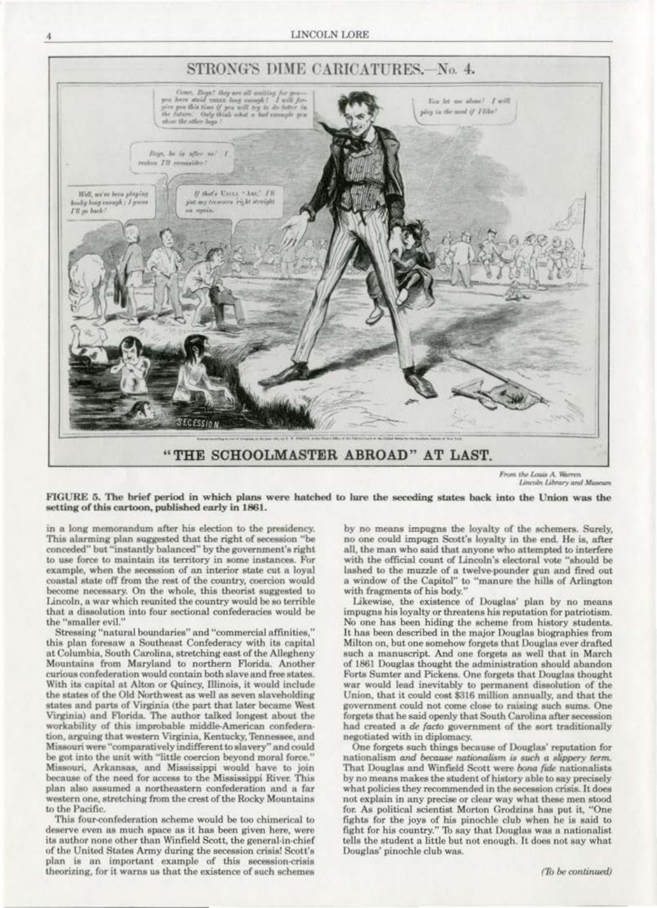From the Louis A. Warren Lincoln Library and Museum

**FIGURE 5. The brief period in which plans were hatched to lure the seceding states back into the Union was the setting of this cartoon, published early in 1861.**

in a long memorandum after his election to the presidency. This alarming plan suggested that the right of secession "be conceded" but "instantly balanced" by the government's right to use force to maintain its territory in some instances. For example, when the secession of an interior state cut a loyal coastal state off from the rest of the country, coercion would become necessary. On the whole, this theorist suggested to Lincoln, a war which reunited the country would be so terrible that a dissolution into four sectional confederacies would be the "smaller evil."

Stressing "natural boundaries" and "commercial affinities," this plan foresaw a Southeast Confederacy with its capital at Columbia, South Carolina, stretching east of the Allegheny Mountains from Maryland to northern Florida. Another curious confederation would contain both slave and free states. With its capital at Alton or Quincy, Illinois, it would include the states of the Old Northwest as well as seven slaveholding states and parts of Virginia (the part that later became West Virginia) and Florida. The author talked longest about the workability of this improbable middle-American confederation, arguing that western Virginia, Kentucky, Tennessee, and Missouri were "comparatively indifferent to slavery" and could be got into the unit with "little coercion beyond moral force." Missouri, Arkansas, and Mississippi would have to join because of the need for access to the Mississippi River. This plan also assumed a northeastern confederation and a far western one, stretching from the crest of the Rocky Mountains to the Pacific.

This four-confederation scheme would be too chimerical to deserve even as much space as it has been given here, were its author none other than Winfield Scott, the general-in-chief of the United States Army during the secession crisis! Scott's plan is an important example of this secession-crisis theorizing, for it warns us that the existence of such schemes by no means impugns the loyalty of the schemers. Surely, no one could impugn Scott's loyalty in the end. He is, after all, the man who said that anyone who attempted to interfere with the official count of Lincoln's electoral vote "should be lashed to the muzzle of a twelve-pounder gun and fired out a window of the Capitol" to "manure the hills of Arlington with fragments of his body."

Likewise, the existence of Douglas' plan by no means impugns his loyalty or threatens his reputation for patriotism. No one has been hiding the scheme from history students. It has been described in the major Douglas biographies from Milton on, but one somehow forgets that Douglas ever drafted such a manuscript. And one forgets as well that in March of 1861 Douglas thought the administration should abandon Forts Sumter and Pickens. One forgets that Douglas thought war would lead inevitably to permanent dissolution of the Union, that it could cost $316 million annually, and that the government could not come close to raising such sums. One forgets that he said openly that South Carolina after secession had created a *de facto* government of the sort traditionally negotiated with in diplomacy.

One forgets such things because of Douglas' reputation for nationalism *and because nationalism is such a slippery term.* That Douglas and Winfield Scott were *bona fide* nationalists by no means makes the student of history able to say precisely what policies they recommended in the secession crisis. It does not explain in any precise or clear way what these men stood for. As political scientist Morton Grodzins has put it, "One fights for the joys of his pinochle club when he is said to fight for his country." To say that Douglas was a nationalist tells the student a little but not enough. It does not say what Douglas' pinochle club was.

*(To be continued)*